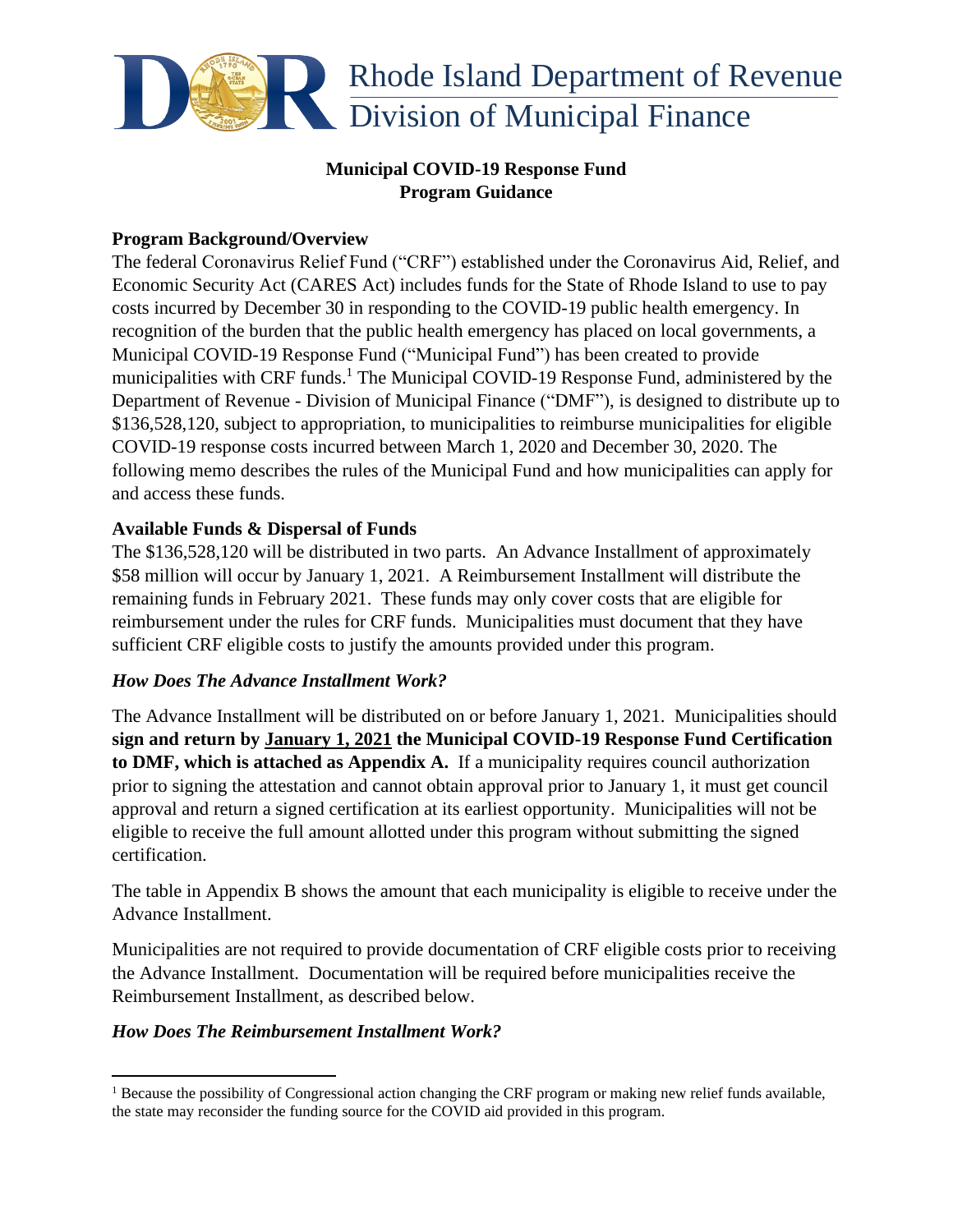Rhode Island Department of Revenue
Division of Municipal Finance

**Municipal COVID-19 Response Fund**
**Program Guidance**

**Program Background/Overview**

The federal Coronavirus Relief Fund ("CRF") established under the Coronavirus Aid, Relief, and Economic Security Act (CARES Act) includes funds for the State of Rhode Island to use to pay costs incurred by December 30 in responding to the COVID-19 public health emergency. In recognition of the burden that the public health emergency has placed on local governments, a Municipal COVID-19 Response Fund ("Municipal Fund") has been created to provide municipalities with CRF funds.[1] The Municipal COVID-19 Response Fund, administered by the Department of Revenue - Division of Municipal Finance ("DMF"), is designed to distribute up to $136,528,120, subject to appropriation, to municipalities to reimburse municipalities for eligible COVID-19 response costs incurred between March 1, 2020 and December 30, 2020. The following memo describes the rules of the Municipal Fund and how municipalities can apply for and access these funds.

**Available Funds & Dispersal of Funds**

The $136,528,120 will be distributed in two parts. An Advance Installment of approximately $58 million will occur by January 1, 2021. A Reimbursement Installment will distribute the remaining funds in February 2021. These funds may only cover costs that are eligible for reimbursement under the rules for CRF funds. Municipalities must document that they have sufficient CRF eligible costs to justify the amounts provided under this program.

***How Does The Advance Installment Work?***

The Advance Installment will be distributed on or before January 1, 2021. Municipalities should **sign and return by January 1, 2021 the Municipal COVID-19 Response Fund Certification to DMF, which is attached as Appendix A.** If a municipality requires council authorization prior to signing the attestation and cannot obtain approval prior to January 1, it must get council approval and return a signed certification at its earliest opportunity. Municipalities will not be eligible to receive the full amount allotted under this program without submitting the signed certification.

The table in Appendix B shows the amount that each municipality is eligible to receive under the Advance Installment.

Municipalities are not required to provide documentation of CRF eligible costs prior to receiving the Advance Installment. Documentation will be required before municipalities receive the Reimbursement Installment, as described below.

***How Does The Reimbursement Installment Work?***

[1] Because the possibility of Congressional action changing the CRF program or making new relief funds available, the state may reconsider the funding source for the COVID aid provided in this program.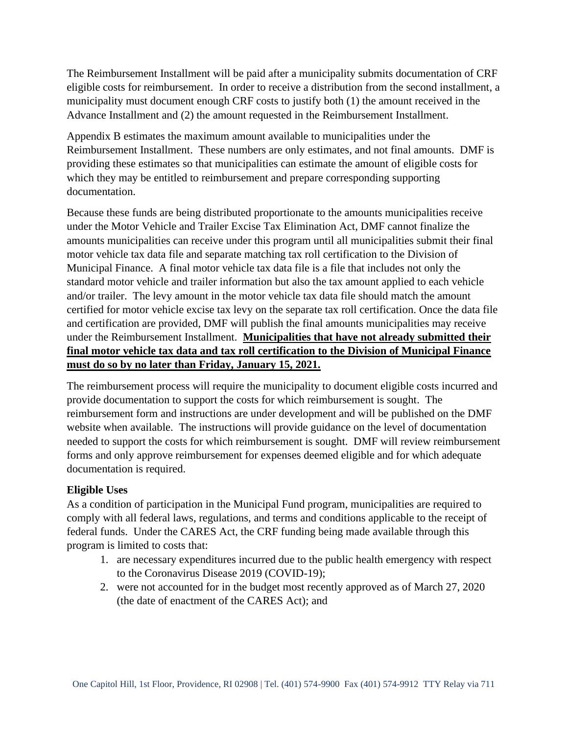The Reimbursement Installment will be paid after a municipality submits documentation of CRF eligible costs for reimbursement. In order to receive a distribution from the second installment, a municipality must document enough CRF costs to justify both (1) the amount received in the Advance Installment and (2) the amount requested in the Reimbursement Installment.

Appendix B estimates the maximum amount available to municipalities under the Reimbursement Installment. These numbers are only estimates, and not final amounts. DMF is providing these estimates so that municipalities can estimate the amount of eligible costs for which they may be entitled to reimbursement and prepare corresponding supporting documentation.

Because these funds are being distributed proportionate to the amounts municipalities receive under the Motor Vehicle and Trailer Excise Tax Elimination Act, DMF cannot finalize the amounts municipalities can receive under this program until all municipalities submit their final motor vehicle tax data file and separate matching tax roll certification to the Division of Municipal Finance. A final motor vehicle tax data file is a file that includes not only the standard motor vehicle and trailer information but also the tax amount applied to each vehicle and/or trailer. The levy amount in the motor vehicle tax data file should match the amount certified for motor vehicle excise tax levy on the separate tax roll certification. Once the data file and certification are provided, DMF will publish the final amounts municipalities may receive under the Reimbursement Installment. **<u>Municipalities that have not already submitted their final motor vehicle tax data and tax roll certification to the Division of Municipal Finance must do so by no later than Friday, January 15, 2021.</u>**

The reimbursement process will require the municipality to document eligible costs incurred and provide documentation to support the costs for which reimbursement is sought. The reimbursement form and instructions are under development and will be published on the DMF website when available. The instructions will provide guidance on the level of documentation needed to support the costs for which reimbursement is sought. DMF will review reimbursement forms and only approve reimbursement for expenses deemed eligible and for which adequate documentation is required.

**Eligible Uses**

As a condition of participation in the Municipal Fund program, municipalities are required to comply with all federal laws, regulations, and terms and conditions applicable to the receipt of federal funds. Under the CARES Act, the CRF funding being made available through this program is limited to costs that:

1. are necessary expenditures incurred due to the public health emergency with respect to the Coronavirus Disease 2019 (COVID-19);
2. were not accounted for in the budget most recently approved as of March 27, 2020 (the date of enactment of the CARES Act); and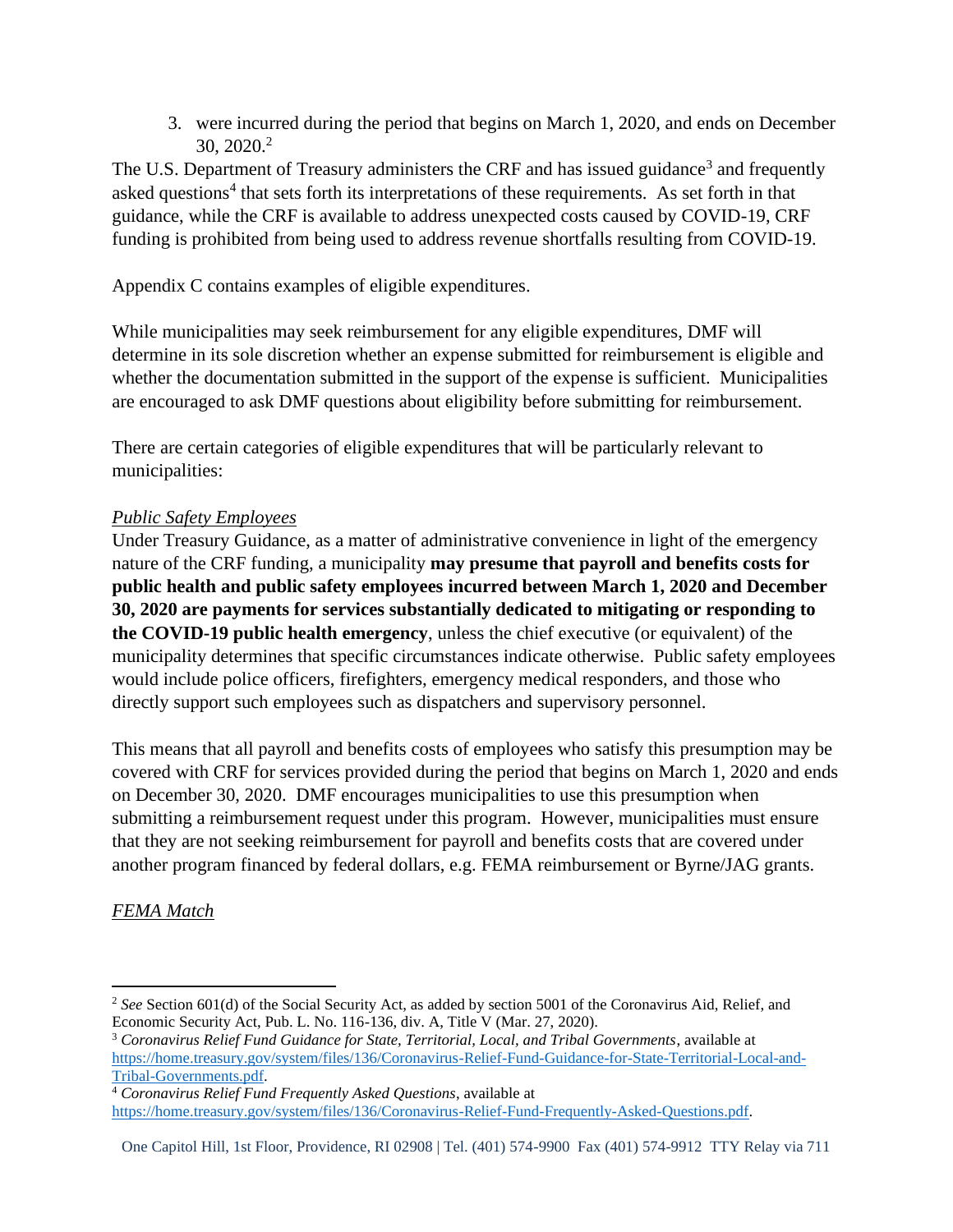3. were incurred during the period that begins on March 1, 2020, and ends on December 30, 2020.[2]

The U.S. Department of Treasury administers the CRF and has issued guidance[3] and frequently asked questions[4] that sets forth its interpretations of these requirements. As set forth in that guidance, while the CRF is available to address unexpected costs caused by COVID-19, CRF funding is prohibited from being used to address revenue shortfalls resulting from COVID-19.

Appendix C contains examples of eligible expenditures.

While municipalities may seek reimbursement for any eligible expenditures, DMF will determine in its sole discretion whether an expense submitted for reimbursement is eligible and whether the documentation submitted in the support of the expense is sufficient. Municipalities are encouraged to ask DMF questions about eligibility before submitting for reimbursement.

There are certain categories of eligible expenditures that will be particularly relevant to municipalities:

*Public Safety Employees*

Under Treasury Guidance, as a matter of administrative convenience in light of the emergency nature of the CRF funding, a municipality **may presume that payroll and benefits costs for public health and public safety employees incurred between March 1, 2020 and December 30, 2020 are payments for services substantially dedicated to mitigating or responding to the COVID-19 public health emergency**, unless the chief executive (or equivalent) of the municipality determines that specific circumstances indicate otherwise. Public safety employees would include police officers, firefighters, emergency medical responders, and those who directly support such employees such as dispatchers and supervisory personnel.

This means that all payroll and benefits costs of employees who satisfy this presumption may be covered with CRF for services provided during the period that begins on March 1, 2020 and ends on December 30, 2020. DMF encourages municipalities to use this presumption when submitting a reimbursement request under this program. However, municipalities must ensure that they are not seeking reimbursement for payroll and benefits costs that are covered under another program financed by federal dollars, e.g. FEMA reimbursement or Byrne/JAG grants.

*FEMA Match*

---

[2] *See* Section 601(d) of the Social Security Act, as added by section 5001 of the Coronavirus Aid, Relief, and Economic Security Act, Pub. L. No. 116-136, div. A, Title V (Mar. 27, 2020).

[3] *Coronavirus Relief Fund Guidance for State, Territorial, Local, and Tribal Governments*, available at https://home.treasury.gov/system/files/136/Coronavirus-Relief-Fund-Guidance-for-State-Territorial-Local-and-Tribal-Governments.pdf.

[4] *Coronavirus Relief Fund Frequently Asked Questions*, available at https://home.treasury.gov/system/files/136/Coronavirus-Relief-Fund-Frequently-Asked-Questions.pdf.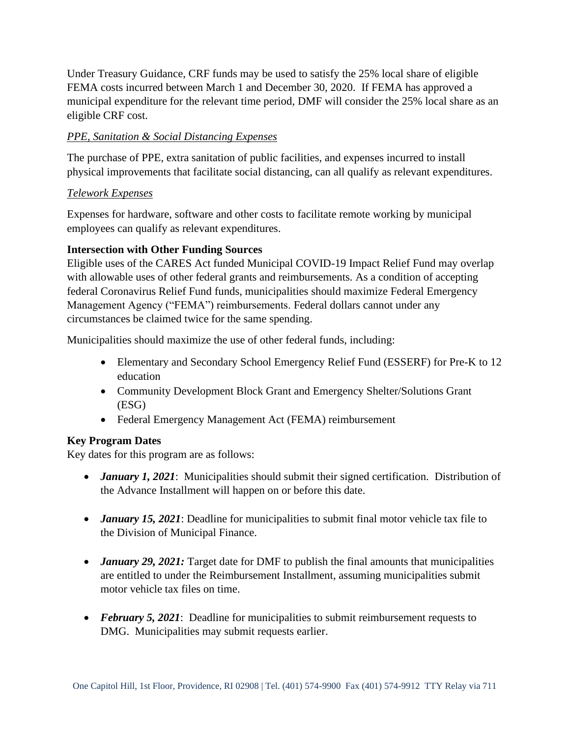Under Treasury Guidance, CRF funds may be used to satisfy the 25% local share of eligible FEMA costs incurred between March 1 and December 30, 2020. If FEMA has approved a municipal expenditure for the relevant time period, DMF will consider the 25% local share as an eligible CRF cost.

*PPE, Sanitation & Social Distancing Expenses*

The purchase of PPE, extra sanitation of public facilities, and expenses incurred to install physical improvements that facilitate social distancing, can all qualify as relevant expenditures.

*Telework Expenses*

Expenses for hardware, software and other costs to facilitate remote working by municipal employees can qualify as relevant expenditures.

**Intersection with Other Funding Sources**

Eligible uses of the CARES Act funded Municipal COVID-19 Impact Relief Fund may overlap with allowable uses of other federal grants and reimbursements. As a condition of accepting federal Coronavirus Relief Fund funds, municipalities should maximize Federal Emergency Management Agency ("FEMA") reimbursements. Federal dollars cannot under any circumstances be claimed twice for the same spending.

Municipalities should maximize the use of other federal funds, including:

- Elementary and Secondary School Emergency Relief Fund (ESSERF) for Pre-K to 12 education
- Community Development Block Grant and Emergency Shelter/Solutions Grant (ESG)
- Federal Emergency Management Act (FEMA) reimbursement

**Key Program Dates**

Key dates for this program are as follows:

- ***January 1, 2021***: Municipalities should submit their signed certification. Distribution of the Advance Installment will happen on or before this date.
- ***January 15, 2021***: Deadline for municipalities to submit final motor vehicle tax file to the Division of Municipal Finance.
- ***January 29, 2021:*** Target date for DMF to publish the final amounts that municipalities are entitled to under the Reimbursement Installment, assuming municipalities submit motor vehicle tax files on time.
- ***February 5, 2021***: Deadline for municipalities to submit reimbursement requests to DMG. Municipalities may submit requests earlier.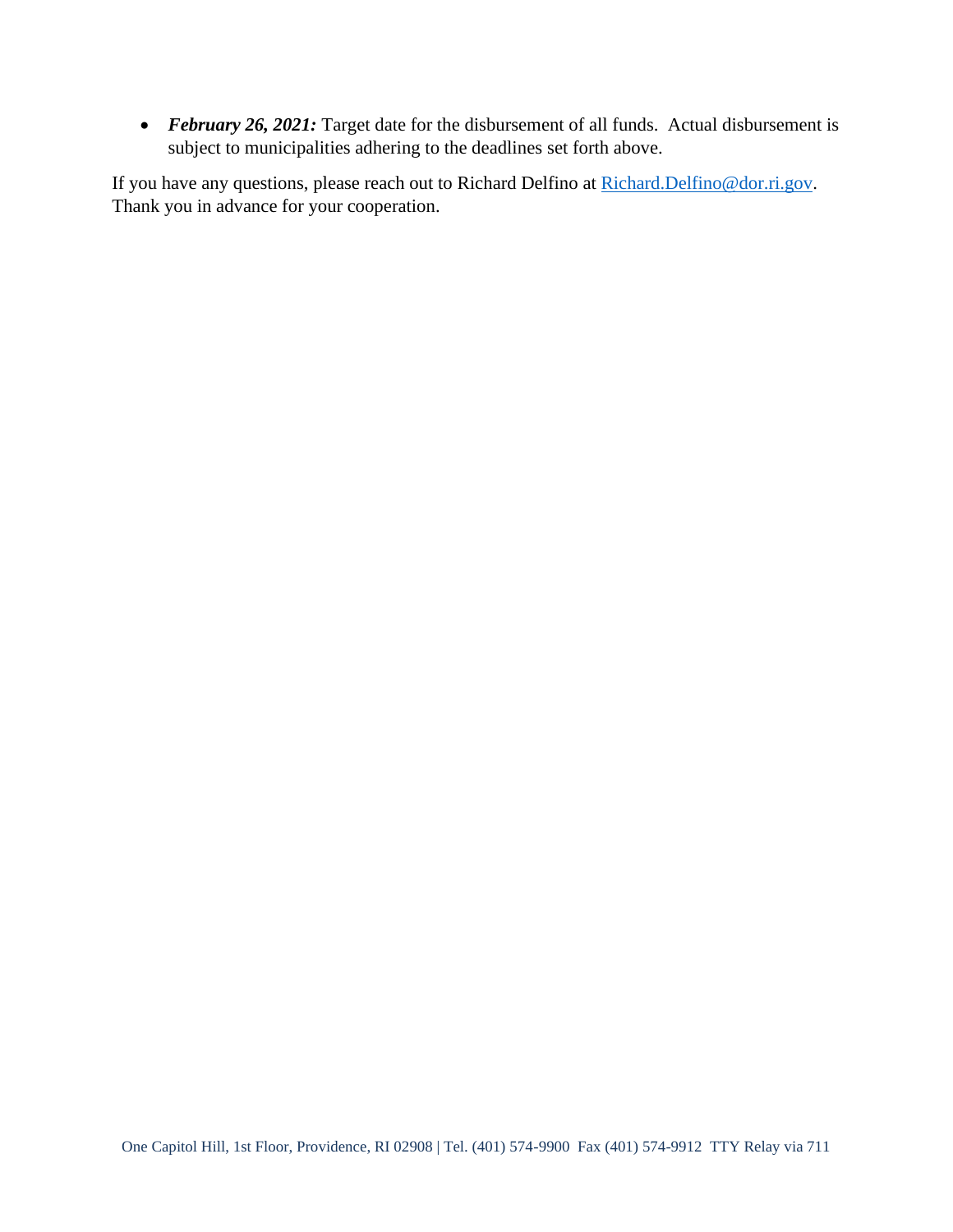- ***February 26, 2021:*** Target date for the disbursement of all funds. Actual disbursement is subject to municipalities adhering to the deadlines set forth above.

If you have any questions, please reach out to Richard Delfino at [Richard.Delfino@dor.ri.gov](mailto:Richard.Delfino@dor.ri.gov). Thank you in advance for your cooperation.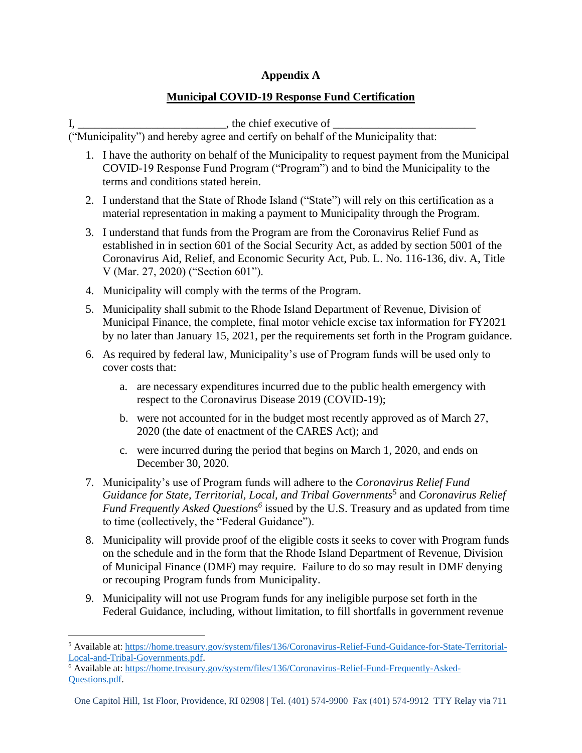# Appendix A

## Municipal COVID-19 Response Fund Certification

I, _________________________, the chief executive of _________________________ ("Municipality") and hereby agree and certify on behalf of the Municipality that:

1. I have the authority on behalf of the Municipality to request payment from the Municipal COVID-19 Response Fund Program ("Program") and to bind the Municipality to the terms and conditions stated herein.
2. I understand that the State of Rhode Island ("State") will rely on this certification as a material representation in making a payment to Municipality through the Program.
3. I understand that funds from the Program are from the Coronavirus Relief Fund as established in in section 601 of the Social Security Act, as added by section 5001 of the Coronavirus Aid, Relief, and Economic Security Act, Pub. L. No. 116-136, div. A, Title V (Mar. 27, 2020) ("Section 601").
4. Municipality will comply with the terms of the Program.
5. Municipality shall submit to the Rhode Island Department of Revenue, Division of Municipal Finance, the complete, final motor vehicle excise tax information for FY2021 by no later than January 15, 2021, per the requirements set forth in the Program guidance.
6. As required by federal law, Municipality's use of Program funds will be used only to cover costs that:
   a. are necessary expenditures incurred due to the public health emergency with respect to the Coronavirus Disease 2019 (COVID-19);
   b. were not accounted for in the budget most recently approved as of March 27, 2020 (the date of enactment of the CARES Act); and
   c. were incurred during the period that begins on March 1, 2020, and ends on December 30, 2020.
7. Municipality's use of Program funds will adhere to the *Coronavirus Relief Fund Guidance for State, Territorial, Local, and Tribal Governments*[5] and *Coronavirus Relief Fund Frequently Asked Questions*[6] issued by the U.S. Treasury and as updated from time to time (collectively, the "Federal Guidance").
8. Municipality will provide proof of the eligible costs it seeks to cover with Program funds on the schedule and in the form that the Rhode Island Department of Revenue, Division of Municipal Finance (DMF) may require. Failure to do so may result in DMF denying or recouping Program funds from Municipality.
9. Municipality will not use Program funds for any ineligible purpose set forth in the Federal Guidance, including, without limitation, to fill shortfalls in government revenue

---

[5] Available at: https://home.treasury.gov/system/files/136/Coronavirus-Relief-Fund-Guidance-for-State-Territorial-Local-and-Tribal-Governments.pdf.

[6] Available at: https://home.treasury.gov/system/files/136/Coronavirus-Relief-Fund-Frequently-Asked-Questions.pdf.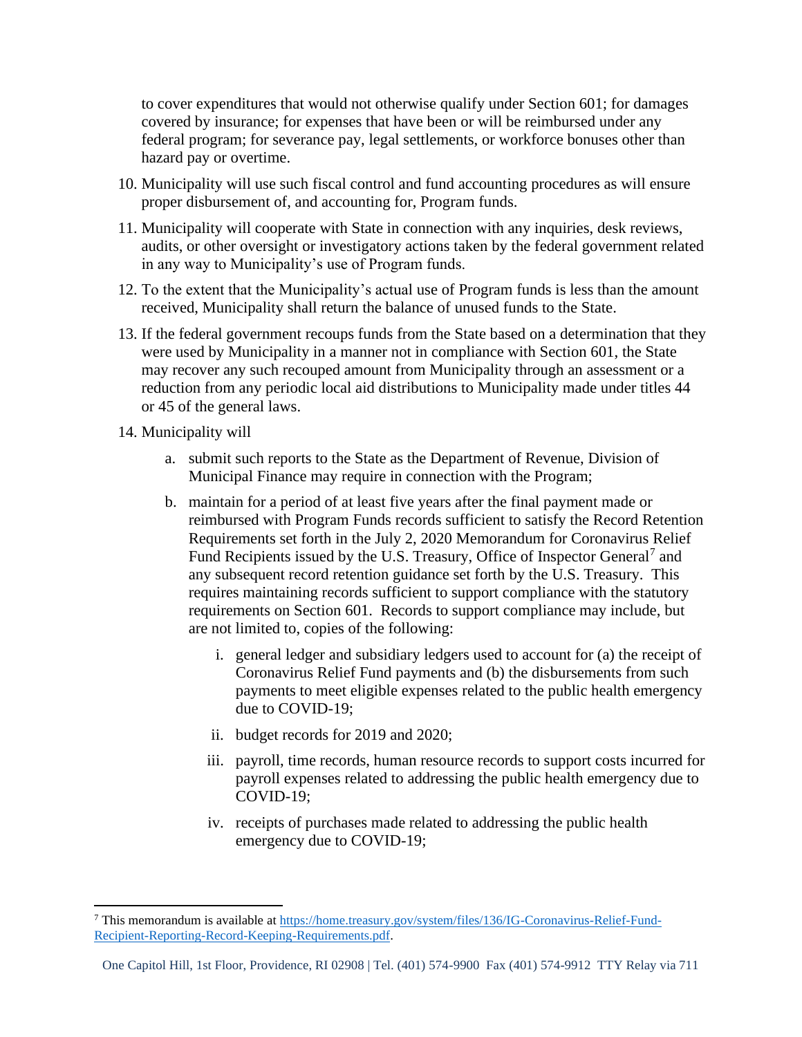to cover expenditures that would not otherwise qualify under Section 601; for damages covered by insurance; for expenses that have been or will be reimbursed under any federal program; for severance pay, legal settlements, or workforce bonuses other than hazard pay or overtime.

10. Municipality will use such fiscal control and fund accounting procedures as will ensure proper disbursement of, and accounting for, Program funds.
11. Municipality will cooperate with State in connection with any inquiries, desk reviews, audits, or other oversight or investigatory actions taken by the federal government related in any way to Municipality's use of Program funds.
12. To the extent that the Municipality's actual use of Program funds is less than the amount received, Municipality shall return the balance of unused funds to the State.
13. If the federal government recoups funds from the State based on a determination that they were used by Municipality in a manner not in compliance with Section 601, the State may recover any such recouped amount from Municipality through an assessment or a reduction from any periodic local aid distributions to Municipality made under titles 44 or 45 of the general laws.
14. Municipality will
    a. submit such reports to the State as the Department of Revenue, Division of Municipal Finance may require in connection with the Program;
    b. maintain for a period of at least five years after the final payment made or reimbursed with Program Funds records sufficient to satisfy the Record Retention Requirements set forth in the July 2, 2020 Memorandum for Coronavirus Relief Fund Recipients issued by the U.S. Treasury, Office of Inspector General[7] and any subsequent record retention guidance set forth by the U.S. Treasury. This requires maintaining records sufficient to support compliance with the statutory requirements on Section 601. Records to support compliance may include, but are not limited to, copies of the following:
        i. general ledger and subsidiary ledgers used to account for (a) the receipt of Coronavirus Relief Fund payments and (b) the disbursements from such payments to meet eligible expenses related to the public health emergency due to COVID-19;
        ii. budget records for 2019 and 2020;
        iii. payroll, time records, human resource records to support costs incurred for payroll expenses related to addressing the public health emergency due to COVID-19;
        iv. receipts of purchases made related to addressing the public health emergency due to COVID-19;

[7] This memorandum is available at https://home.treasury.gov/system/files/136/IG-Coronavirus-Relief-Fund-Recipient-Reporting-Record-Keeping-Requirements.pdf.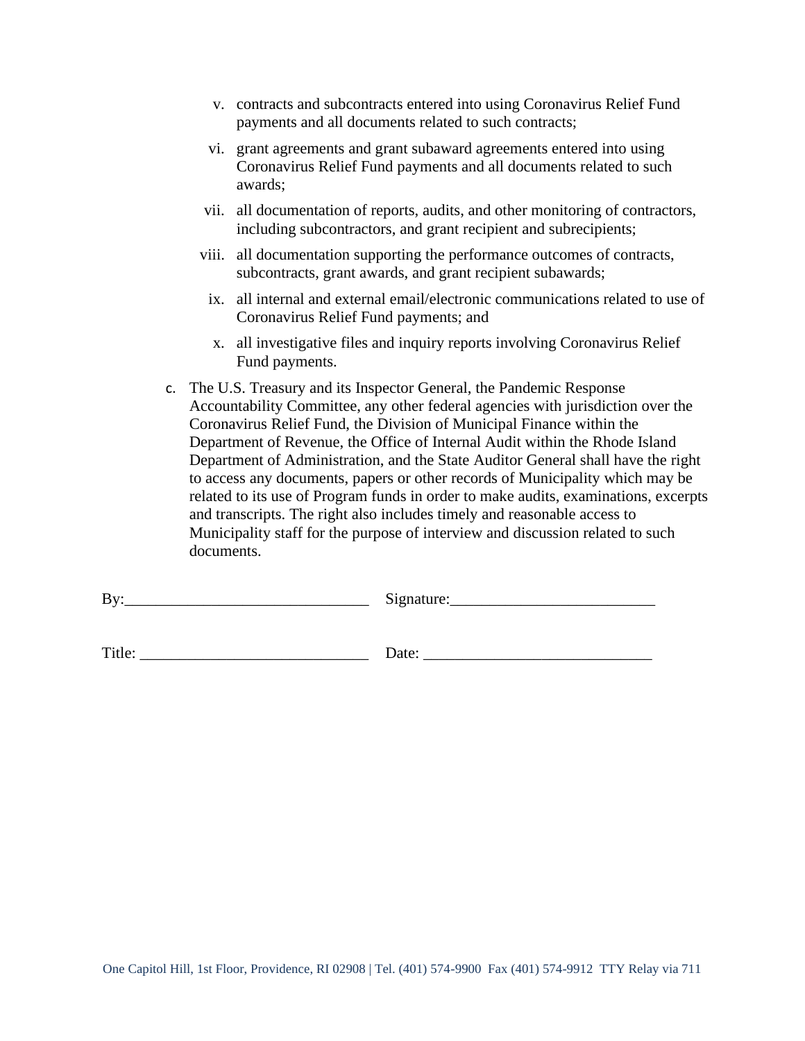v. contracts and subcontracts entered into using Coronavirus Relief Fund payments and all documents related to such contracts;

vi. grant agreements and grant subaward agreements entered into using Coronavirus Relief Fund payments and all documents related to such awards;

vii. all documentation of reports, audits, and other monitoring of contractors, including subcontractors, and grant recipient and subrecipients;

viii. all documentation supporting the performance outcomes of contracts, subcontracts, grant awards, and grant recipient subawards;

ix. all internal and external email/electronic communications related to use of Coronavirus Relief Fund payments; and

x. all investigative files and inquiry reports involving Coronavirus Relief Fund payments.

c. The U.S. Treasury and its Inspector General, the Pandemic Response Accountability Committee, any other federal agencies with jurisdiction over the Coronavirus Relief Fund, the Division of Municipal Finance within the Department of Revenue, the Office of Internal Audit within the Rhode Island Department of Administration, and the State Auditor General shall have the right to access any documents, papers or other records of Municipality which may be related to its use of Program funds in order to make audits, examinations, excerpts and transcripts. The right also includes timely and reasonable access to Municipality staff for the purpose of interview and discussion related to such documents.

By:______________________________ Signature:_________________________

Title: ____________________________ Date: ____________________________

One Capitol Hill, 1st Floor, Providence, RI 02908 | Tel. (401) 574-9900 Fax (401) 574-9912 TTY Relay via 711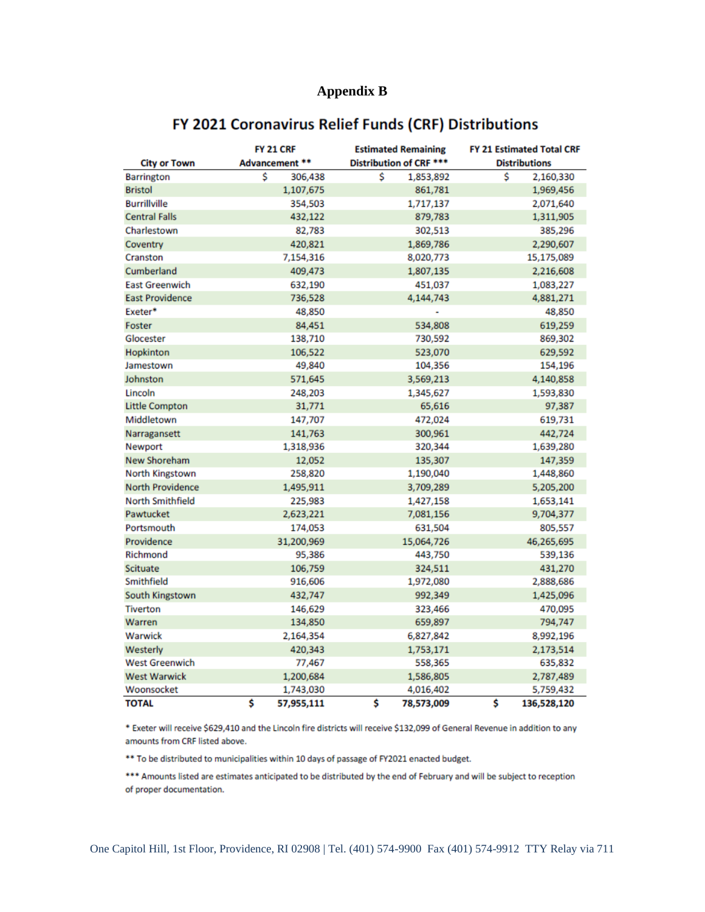# Appendix B

## FY 2021 Coronavirus Relief Funds (CRF) Distributions

| City or Town | FY 21 CRF Advancement ** | Estimated Remaining Distribution of CRF *** | FY 21 Estimated Total CRF Distributions |
|---|---|---|---|
| Barrington | $ 306,438 | $ 1,853,892 | $ 2,160,330 |
| Bristol | 1,107,675 | 861,781 | 1,969,456 |
| Burrillville | 354,503 | 1,717,137 | 2,071,640 |
| Central Falls | 432,122 | 879,783 | 1,311,905 |
| Charlestown | 82,783 | 302,513 | 385,296 |
| Coventry | 420,821 | 1,869,786 | 2,290,607 |
| Cranston | 7,154,316 | 8,020,773 | 15,175,089 |
| Cumberland | 409,473 | 1,807,135 | 2,216,608 |
| East Greenwich | 632,190 | 451,037 | 1,083,227 |
| East Providence | 736,528 | 4,144,743 | 4,881,271 |
| Exeter* | 48,850 | - | 48,850 |
| Foster | 84,451 | 534,808 | 619,259 |
| Glocester | 138,710 | 730,592 | 869,302 |
| Hopkinton | 106,522 | 523,070 | 629,592 |
| Jamestown | 49,840 | 104,356 | 154,196 |
| Johnston | 571,645 | 3,569,213 | 4,140,858 |
| Lincoln | 248,203 | 1,345,627 | 1,593,830 |
| Little Compton | 31,771 | 65,616 | 97,387 |
| Middletown | 147,707 | 472,024 | 619,731 |
| Narragansett | 141,763 | 300,961 | 442,724 |
| Newport | 1,318,936 | 320,344 | 1,639,280 |
| New Shoreham | 12,052 | 135,307 | 147,359 |
| North Kingstown | 258,820 | 1,190,040 | 1,448,860 |
| North Providence | 1,495,911 | 3,709,289 | 5,205,200 |
| North Smithfield | 225,983 | 1,427,158 | 1,653,141 |
| Pawtucket | 2,623,221 | 7,081,156 | 9,704,377 |
| Portsmouth | 174,053 | 631,504 | 805,557 |
| Providence | 31,200,969 | 15,064,726 | 46,265,695 |
| Richmond | 95,386 | 443,750 | 539,136 |
| Scituate | 106,759 | 324,511 | 431,270 |
| Smithfield | 916,606 | 1,972,080 | 2,888,686 |
| South Kingstown | 432,747 | 992,349 | 1,425,096 |
| Tiverton | 146,629 | 323,466 | 470,095 |
| Warren | 134,850 | 659,897 | 794,747 |
| Warwick | 2,164,354 | 6,827,842 | 8,992,196 |
| Westerly | 420,343 | 1,753,171 | 2,173,514 |
| West Greenwich | 77,467 | 558,365 | 635,832 |
| West Warwick | 1,200,684 | 1,586,805 | 2,787,489 |
| Woonsocket | 1,743,030 | 4,016,402 | 5,759,432 |
| **TOTAL** | **$ 57,955,111** | **$ 78,573,009** | **$ 136,528,120** |

\* Exeter will receive $629,410 and the Lincoln fire districts will receive $132,099 of General Revenue in addition to any amounts from CRF listed above.

\*\* To be distributed to municipalities within 10 days of passage of FY2021 enacted budget.

\*\*\* Amounts listed are estimates anticipated to be distributed by the end of February and will be subject to reception of proper documentation.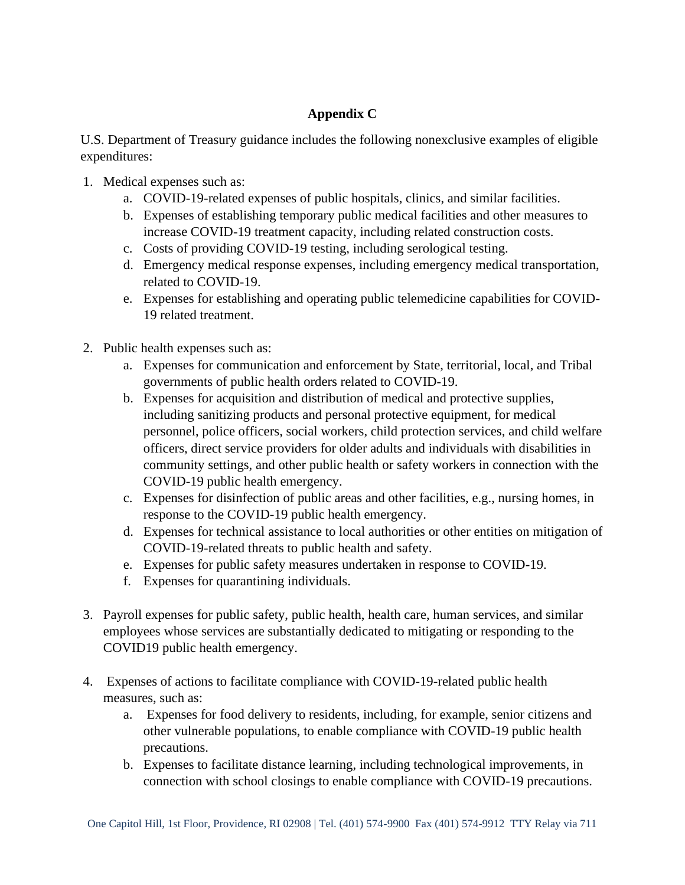## Appendix C

U.S. Department of Treasury guidance includes the following nonexclusive examples of eligible expenditures:

1. Medical expenses such as:
    a. COVID-19-related expenses of public hospitals, clinics, and similar facilities.
    b. Expenses of establishing temporary public medical facilities and other measures to increase COVID-19 treatment capacity, including related construction costs.
    c. Costs of providing COVID-19 testing, including serological testing.
    d. Emergency medical response expenses, including emergency medical transportation, related to COVID-19.
    e. Expenses for establishing and operating public telemedicine capabilities for COVID-19 related treatment.

2. Public health expenses such as:
    a. Expenses for communication and enforcement by State, territorial, local, and Tribal governments of public health orders related to COVID-19.
    b. Expenses for acquisition and distribution of medical and protective supplies, including sanitizing products and personal protective equipment, for medical personnel, police officers, social workers, child protection services, and child welfare officers, direct service providers for older adults and individuals with disabilities in community settings, and other public health or safety workers in connection with the COVID-19 public health emergency.
    c. Expenses for disinfection of public areas and other facilities, e.g., nursing homes, in response to the COVID-19 public health emergency.
    d. Expenses for technical assistance to local authorities or other entities on mitigation of COVID-19-related threats to public health and safety.
    e. Expenses for public safety measures undertaken in response to COVID-19.
    f. Expenses for quarantining individuals.

3. Payroll expenses for public safety, public health, health care, human services, and similar employees whose services are substantially dedicated to mitigating or responding to the COVID19 public health emergency.

4. Expenses of actions to facilitate compliance with COVID-19-related public health measures, such as:
    a. Expenses for food delivery to residents, including, for example, senior citizens and other vulnerable populations, to enable compliance with COVID-19 public health precautions.
    b. Expenses to facilitate distance learning, including technological improvements, in connection with school closings to enable compliance with COVID-19 precautions.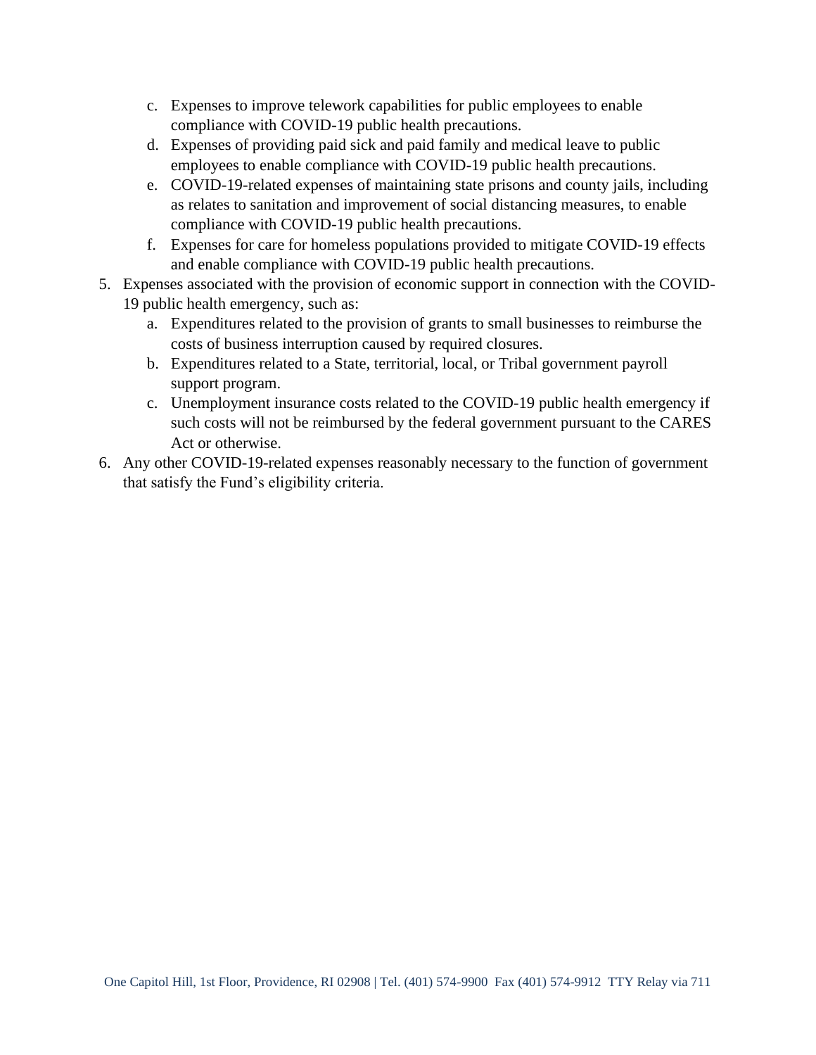c. Expenses to improve telework capabilities for public employees to enable compliance with COVID-19 public health precautions.
d. Expenses of providing paid sick and paid family and medical leave to public employees to enable compliance with COVID-19 public health precautions.
e. COVID-19-related expenses of maintaining state prisons and county jails, including as relates to sanitation and improvement of social distancing measures, to enable compliance with COVID-19 public health precautions.
f. Expenses for care for homeless populations provided to mitigate COVID-19 effects and enable compliance with COVID-19 public health precautions.

5. Expenses associated with the provision of economic support in connection with the COVID-19 public health emergency, such as:
   a. Expenditures related to the provision of grants to small businesses to reimburse the costs of business interruption caused by required closures.
   b. Expenditures related to a State, territorial, local, or Tribal government payroll support program.
   c. Unemployment insurance costs related to the COVID-19 public health emergency if such costs will not be reimbursed by the federal government pursuant to the CARES Act or otherwise.
6. Any other COVID-19-related expenses reasonably necessary to the function of government that satisfy the Fund's eligibility criteria.